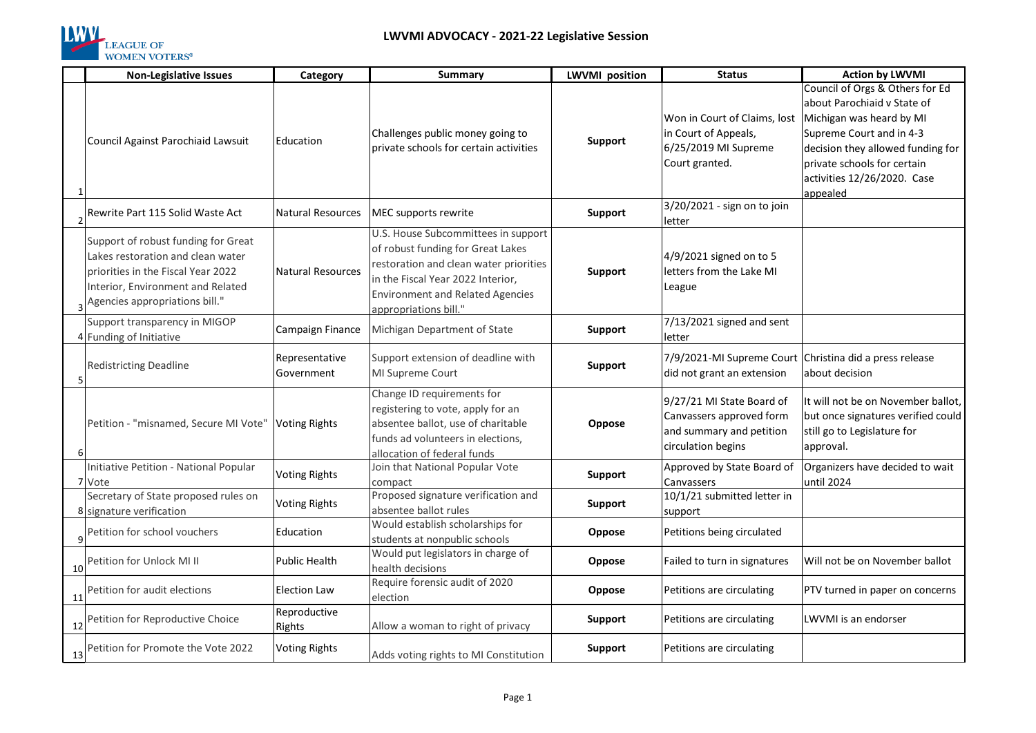# LWVMI ADVOCACY - 2021-22 Legislative Session

| | Non-Legislative Issues | Category | Summary | LWVMI position | Status | Action by LWVMI |
|---|---|---|---|---|---|---|
| 1 | Council Against Parochiaid Lawsuit | Education | Challenges public money going to private schools for certain activities | **Support** | Won in Court of Claims, lost in Court of Appeals, 6/25/2019 MI Supreme Court granted. | Council of Orgs & Others for Ed about Parochiaid v State of Michigan was heard by MI Supreme Court and in 4-3 decision they allowed funding for private schools for certain activities 12/26/2020. Case appealed |
| 2 | Rewrite Part 115 Solid Waste Act | Natural Resources | MEC supports rewrite | **Support** | 3/20/2021 - sign on to join letter | |
| 3 | Support of robust funding for Great Lakes restoration and clean water priorities in the Fiscal Year 2022 Interior, Environment and Related Agencies appropriations bill." | Natural Resources | U.S. House Subcommittees in support of robust funding for Great Lakes restoration and clean water priorities in the Fiscal Year 2022 Interior, Environment and Related Agencies appropriations bill." | **Support** | 4/9/2021 signed on to 5 letters from the Lake MI League | |
| 4 | Support transparency in MIGOP Funding of Initiative | Campaign Finance | Michigan Department of State | **Support** | 7/13/2021 signed and sent letter | |
| 5 | Redistricting Deadline | Representative Government | Support extension of deadline with MI Supreme Court | **Support** | 7/9/2021-MI Supreme Court did not grant an extension | Christina did a press release about decision |
| 6 | Petition - "misnamed, Secure MI Vote" | Voting Rights | Change ID requirements for registering to vote, apply for an absentee ballot, use of charitable funds ad volunteers in elections, allocation of federal funds | **Oppose** | 9/27/21 MI State Board of Canvassers approved form and summary and petition circulation begins | It will not be on November ballot, but once signatures verified could still go to Legislature for approval. |
| 7 | Initiative Petition - National Popular Vote | Voting Rights | Join that National Popular Vote compact | **Support** | Approved by State Board of Canvassers | Organizers have decided to wait until 2024 |
| 8 | Secretary of State proposed rules on signature verification | Voting Rights | Proposed signature verification and absentee ballot rules | **Support** | 10/1/21 submitted letter in support | |
| 9 | Petition for school vouchers | Education | Would establish scholarships for students at nonpublic schools | **Oppose** | Petitions being circulated | |
| 10 | Petition for Unlock MI II | Public Health | Would put legislators in charge of health decisions | **Oppose** | Failed to turn in signatures | Will not be on November ballot |
| 11 | Petition for audit elections | Election Law | Require forensic audit of 2020 election | **Oppose** | Petitions are circulating | PTV turned in paper on concerns |
| 12 | Petition for Reproductive Choice | Reproductive Rights | Allow a woman to right of privacy | **Support** | Petitions are circulating | LWVMI is an endorser |
| 13 | Petition for Promote the Vote 2022 | Voting Rights | Adds voting rights to MI Constitution | **Support** | Petitions are circulating | |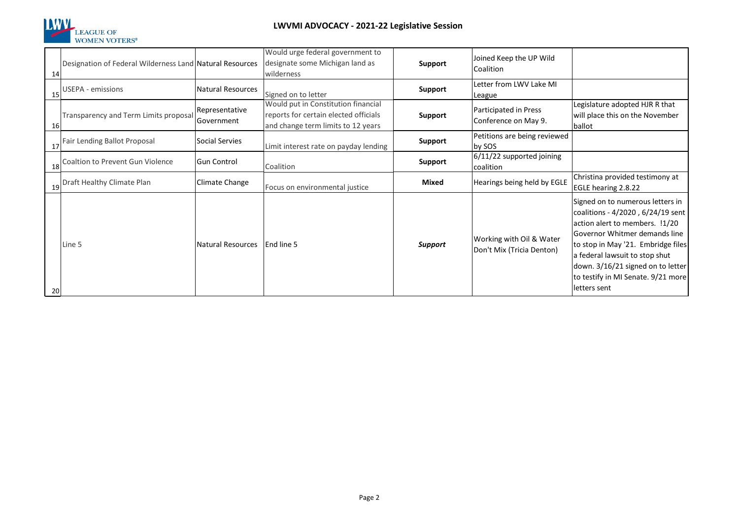## LWVMI ADVOCACY - 2021-22 Legislative Session

| | | | | | | |
|---|---|---|---|---|---|---|
| 14 | Designation of Federal Wilderness Land | Natural Resources | Would urge federal government to designate some Michigan land as wilderness | **Support** | Joined Keep the UP Wild Coalition | |
| 15 | USEPA - emissions | Natural Resources | Signed on to letter | **Support** | Letter from LWV Lake MI League | |
| 16 | Transparency and Term Limits proposal | Representative Government | Would put in Constitution financial reports for certain elected officials and change term limits to 12 years | **Support** | Participated in Press Conference on May 9. | Legislature adopted HJR R that will place this on the November ballot |
| 17 | Fair Lending Ballot Proposal | Social Servies | Limit interest rate on payday lending | **Support** | Petitions are being reviewed by SOS | |
| 18 | Coaltion to Prevent Gun Violence | Gun Control | Coalition | **Support** | 6/11/22 supported joining coalition | |
| 19 | Draft Healthy Climate Plan | Climate Change | Focus on environmental justice | **Mixed** | Hearings being held by EGLE | Christina provided testimony at EGLE hearing 2.8.22 |
| 20 | Line 5 | Natural Resources | End line 5 | ***Support*** | Working with Oil & Water Don't Mix (Tricia Denton) | Signed on to numerous letters in coalitions - 4/2020 , 6/24/19 sent action alert to members. !1/20 Governor Whitmer demands line to stop in May '21. Embridge files a federal lawsuit to stop shut down. 3/16/21 signed on to letter to testify in MI Senate. 9/21 more letters sent |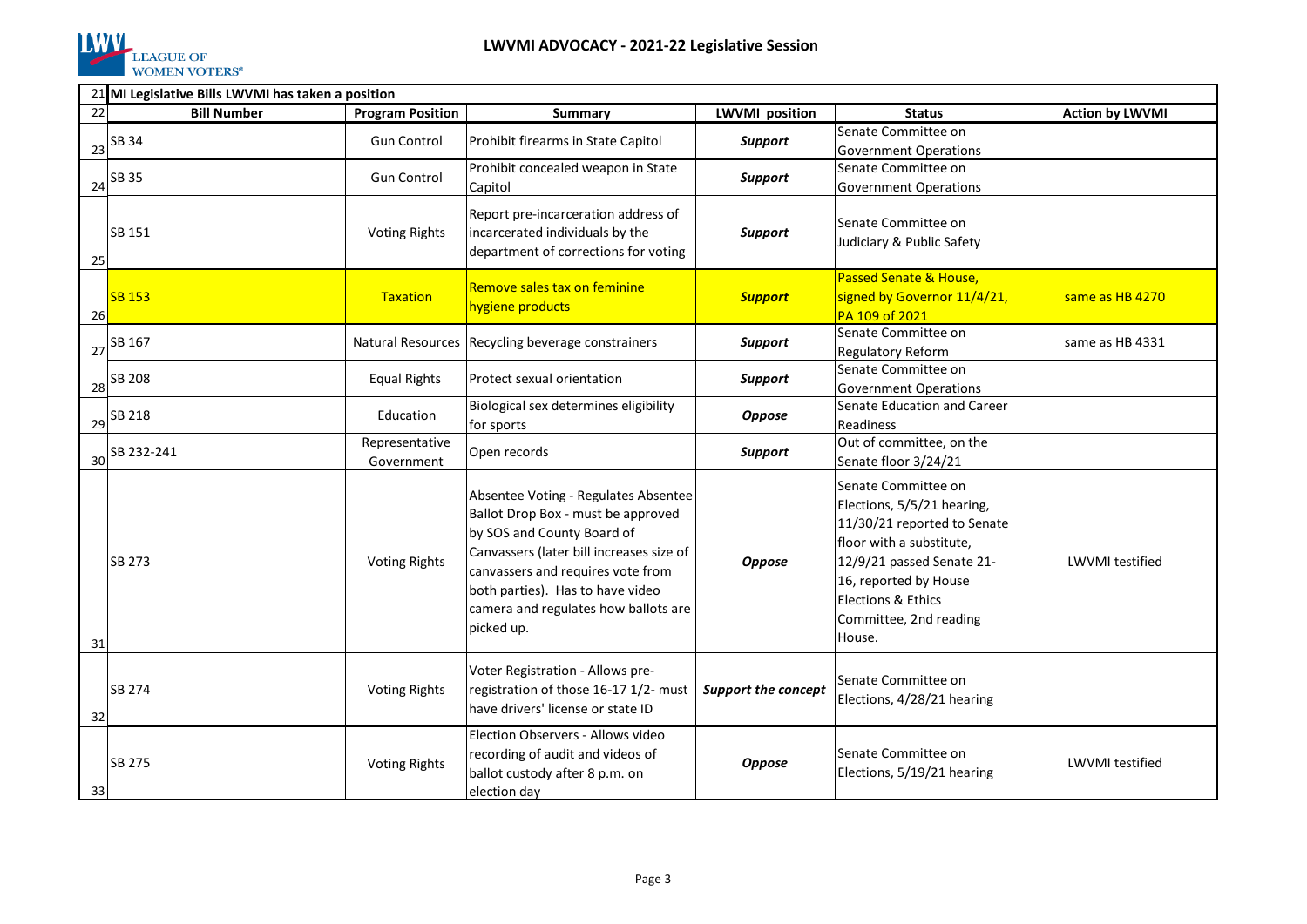# LWVMI ADVOCACY - 2021-22 Legislative Session

## MI Legislative Bills LWVMI has taken a position

| Bill Number | Program Position | Summary | LWVMI position | Status | Action by LWVMI |
|---|---|---|---|---|---|
| SB 34 | Gun Control | Prohibit firearms in State Capitol | ***Support*** | Senate Committee on Government Operations | |
| SB 35 | Gun Control | Prohibit concealed weapon in State Capitol | ***Support*** | Senate Committee on Government Operations | |
| SB 151 | Voting Rights | Report pre-incarceration address of incarcerated individuals by the department of corrections for voting | ***Support*** | Senate Committee on Judiciary & Public Safety | |
| SB 153 | Taxation | Remove sales tax on feminine hygiene products | ***Support*** | Passed Senate & House, signed by Governor 11/4/21, PA 109 of 2021 | same as HB 4270 |
| SB 167 | Natural Resources | Recycling beverage constrainers | ***Support*** | Senate Committee on Regulatory Reform | same as HB 4331 |
| SB 208 | Equal Rights | Protect sexual orientation | ***Support*** | Senate Committee on Government Operations | |
| SB 218 | Education | Biological sex determines eligibility for sports | ***Oppose*** | Senate Education and Career Readiness | |
| SB 232-241 | Representative Government | Open records | ***Support*** | Out of committee, on the Senate floor 3/24/21 | |
| SB 273 | Voting Rights | Absentee Voting - Regulates Absentee Ballot Drop Box - must be approved by SOS and County Board of Canvassers (later bill increases size of canvassers and requires vote from both parties). Has to have video camera and regulates how ballots are picked up. | ***Oppose*** | Senate Committee on Elections, 5/5/21 hearing, 11/30/21 reported to Senate floor with a substitute, 12/9/21 passed Senate 21-16, reported by House Elections & Ethics Committee, 2nd reading House. | LWVMI testified |
| SB 274 | Voting Rights | Voter Registration - Allows pre-registration of those 16-17 1/2- must have drivers' license or state ID | ***Support the concept*** | Senate Committee on Elections, 4/28/21 hearing | |
| SB 275 | Voting Rights | Election Observers - Allows video recording of audit and videos of ballot custody after 8 p.m. on election day | ***Oppose*** | Senate Committee on Elections, 5/19/21 hearing | LWVMI testified |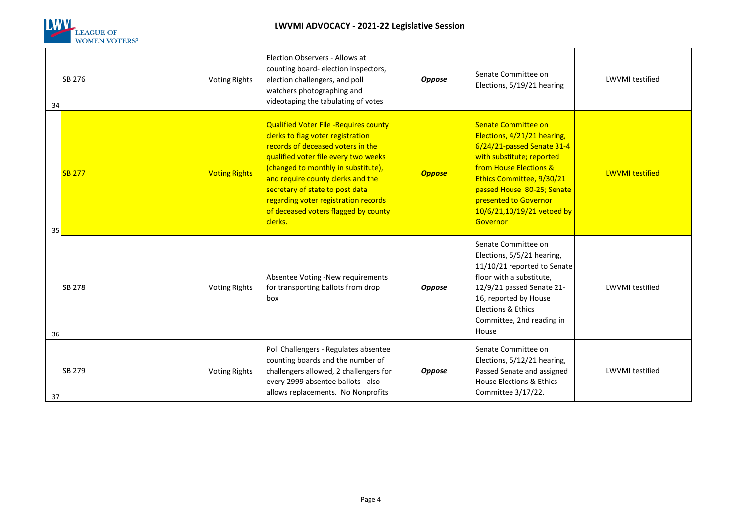| | | | | | | |
|---|---|---|---|---|---|---|
| 34 | SB 276 | Voting Rights | Election Observers - Allows at counting board- election inspectors, election challengers, and poll watchers photographing and videotaping the tabulating of votes | ***Oppose*** | Senate Committee on Elections, 5/19/21 hearing | LWVMI testified |
| 35 | SB 277 | Voting Rights | Qualified Voter File -Requires county clerks to flag voter registration records of deceased voters in the qualified voter file every two weeks (changed to monthly in substitute), and require county clerks and the secretary of state to post data regarding voter registration records of deceased voters flagged by county clerks. | ***Oppose*** | Senate Committee on Elections, 4/21/21 hearing, 6/24/21-passed Senate 31-4 with substitute; reported from House Elections & Ethics Committee, 9/30/21 passed House 80-25; Senate presented to Governor 10/6/21,10/19/21 vetoed by Governor | LWVMI testified |
| 36 | SB 278 | Voting Rights | Absentee Voting -New requirements for transporting ballots from drop box | ***Oppose*** | Senate Committee on Elections, 5/5/21 hearing, 11/10/21 reported to Senate floor with a substitute, 12/9/21 passed Senate 21-16, reported by House Elections & Ethics Committee, 2nd reading in House | LWVMI testified |
| 37 | SB 279 | Voting Rights | Poll Challengers - Regulates absentee counting boards and the number of challengers allowed, 2 challengers for every 2999 absentee ballots - also allows replacements. No Nonprofits | ***Oppose*** | Senate Committee on Elections, 5/12/21 hearing, Passed Senate and assigned House Elections & Ethics Committee 3/17/22. | LWVMI testified |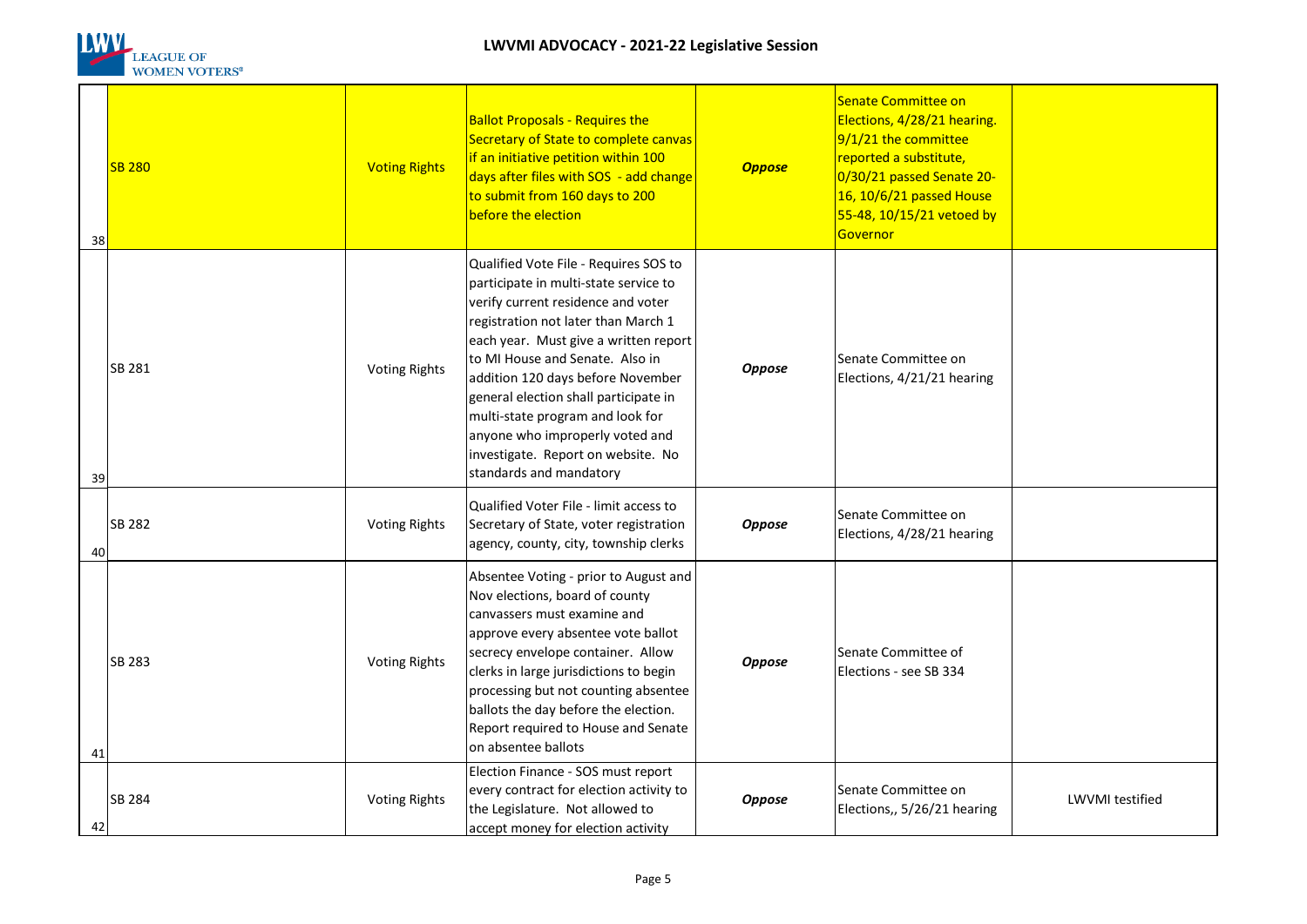| | | | | | | |
|---|---|---|---|---|---|---|
| 38 | SB 280 | Voting Rights | Ballot Proposals - Requires the Secretary of State to complete canvas if an initiative petition within 100 days after files with SOS - add change to submit from 160 days to 200 before the election | ***Oppose*** | Senate Committee on Elections, 4/28/21 hearing. 9/1/21 the committee reported a substitute, 0/30/21 passed Senate 20-16, 10/6/21 passed House 55-48, 10/15/21 vetoed by Governor | |
| 39 | SB 281 | Voting Rights | Qualified Vote File - Requires SOS to participate in multi-state service to verify current residence and voter registration not later than March 1 each year. Must give a written report to MI House and Senate. Also in addition 120 days before November general election shall participate in multi-state program and look for anyone who improperly voted and investigate. Report on website. No standards and mandatory | ***Oppose*** | Senate Committee on Elections, 4/21/21 hearing | |
| 40 | SB 282 | Voting Rights | Qualified Voter File - limit access to Secretary of State, voter registration agency, county, city, township clerks | ***Oppose*** | Senate Committee on Elections, 4/28/21 hearing | |
| 41 | SB 283 | Voting Rights | Absentee Voting - prior to August and Nov elections, board of county canvassers must examine and approve every absentee vote ballot secrecy envelope container. Allow clerks in large jurisdictions to begin processing but not counting absentee ballots the day before the election. Report required to House and Senate on absentee ballots | ***Oppose*** | Senate Committee of Elections - see SB 334 | |
| 42 | SB 284 | Voting Rights | Election Finance - SOS must report every contract for election activity to the Legislature. Not allowed to accept money for election activity | ***Oppose*** | Senate Committee on Elections,, 5/26/21 hearing | LWVMI testified |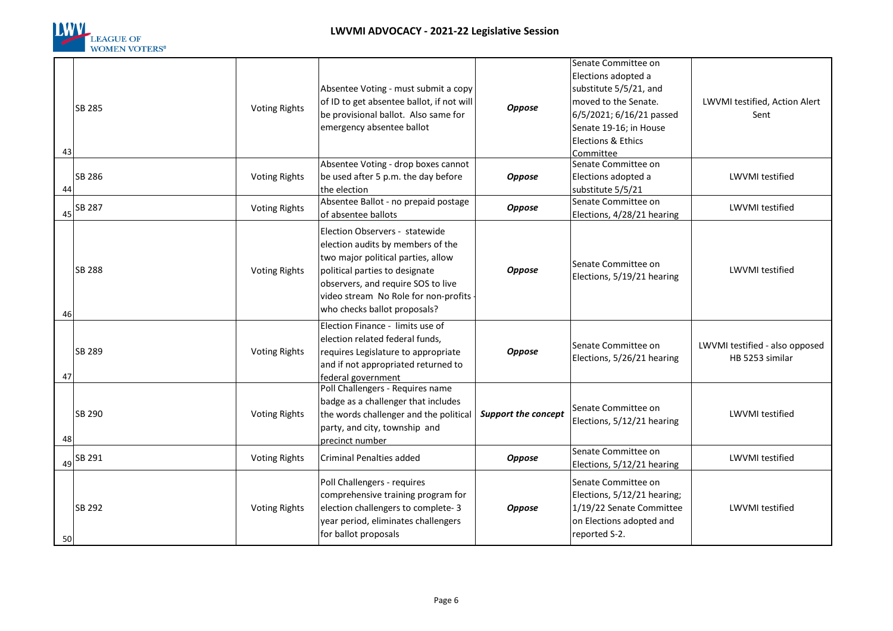| | | | | | | |
|---|---|---|---|---|---|---|
| 43 | SB 285 | Voting Rights | Absentee Voting - must submit a copy of ID to get absentee ballot, if not will be provisional ballot. Also same for emergency absentee ballot | ***Oppose*** | Senate Committee on Elections adopted a substitute 5/5/21, and moved to the Senate. 6/5/2021; 6/16/21 passed Senate 19-16; in House Elections & Ethics Committee | LWVMI testified, Action Alert Sent |
| 44 | SB 286 | Voting Rights | Absentee Voting - drop boxes cannot be used after 5 p.m. the day before the election | ***Oppose*** | Senate Committee on Elections adopted a substitute 5/5/21 | LWVMI testified |
| 45 | SB 287 | Voting Rights | Absentee Ballot - no prepaid postage of absentee ballots | ***Oppose*** | Senate Committee on Elections, 4/28/21 hearing | LWVMI testified |
| 46 | SB 288 | Voting Rights | Election Observers - statewide election audits by members of the two major political parties, allow political parties to designate observers, and require SOS to live video stream No Role for non-profits - who checks ballot proposals? | ***Oppose*** | Senate Committee on Elections, 5/19/21 hearing | LWVMI testified |
| 47 | SB 289 | Voting Rights | Election Finance - limits use of election related federal funds, requires Legislature to appropriate and if not appropriated returned to federal government | ***Oppose*** | Senate Committee on Elections, 5/26/21 hearing | LWVMI testified - also opposed HB 5253 similar |
| 48 | SB 290 | Voting Rights | Poll Challengers - Requires name badge as a challenger that includes the words challenger and the political party, and city, township and precinct number | ***Support the concept*** | Senate Committee on Elections, 5/12/21 hearing | LWVMI testified |
| 49 | SB 291 | Voting Rights | Criminal Penalties added | ***Oppose*** | Senate Committee on Elections, 5/12/21 hearing | LWVMI testified |
| 50 | SB 292 | Voting Rights | Poll Challengers - requires comprehensive training program for election challengers to complete- 3 year period, eliminates challengers for ballot proposals | ***Oppose*** | Senate Committee on Elections, 5/12/21 hearing; 1/19/22 Senate Committee on Elections adopted and reported S-2. | LWVMI testified |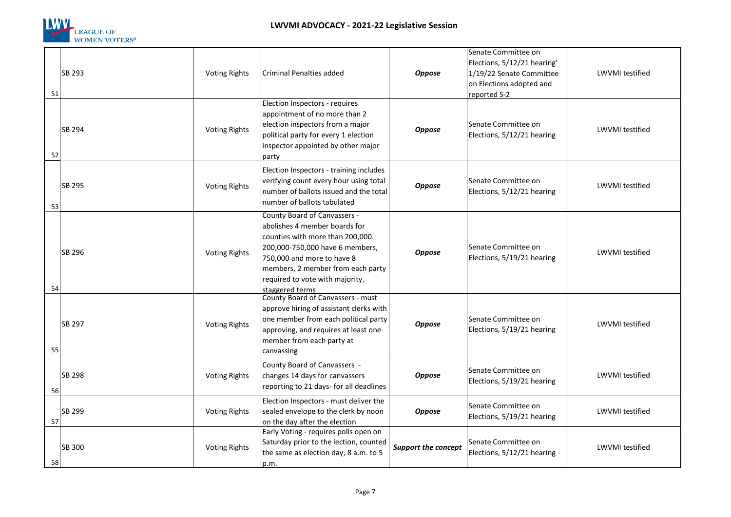# LWVMI ADVOCACY - 2021-22 Legislative Session

| | | | | | | |
|---|---|---|---|---|---|---|
| 51 | SB 293 | Voting Rights | Criminal Penalties added | ***Oppose*** | Senate Committee on Elections, 5/12/21 hearing' 1/19/22 Senate Committee on Elections adopted and reported S-2 | LWVMI testified |
| 52 | SB 294 | Voting Rights | Election Inspectors - requires appointment of no more than 2 election inspectors from a major political party for every 1 election inspector appointed by other major party | ***Oppose*** | Senate Committee on Elections, 5/12/21 hearing | LWVMI testified |
| 53 | SB 295 | Voting Rights | Election Inspectors - training includes verifying count every hour using total number of ballots issued and the total number of ballots tabulated | ***Oppose*** | Senate Committee on Elections, 5/12/21 hearing | LWVMI testified |
| 54 | SB 296 | Voting Rights | County Board of Canvassers - abolishes 4 member boards for counties with more than 200,000. 200,000-750,000 have 6 members, 750,000 and more to have 8 members, 2 member from each party required to vote with majority, staggered terms | ***Oppose*** | Senate Committee on Elections, 5/19/21 hearing | LWVMI testified |
| 55 | SB 297 | Voting Rights | County Board of Canvassers - must approve hiring of assistant clerks with one member from each political party approving, and requires at least one member from each party at canvassing | ***Oppose*** | Senate Committee on Elections, 5/19/21 hearing | LWVMI testified |
| 56 | SB 298 | Voting Rights | County Board of Canvassers - changes 14 days for canvassers reporting to 21 days- for all deadlines | ***Oppose*** | Senate Committee on Elections, 5/19/21 hearing | LWVMI testified |
| 57 | SB 299 | Voting Rights | Election Inspectors - must deliver the sealed envelope to the clerk by noon on the day after the election | ***Oppose*** | Senate Committee on Elections, 5/19/21 hearing | LWVMI testified |
| 58 | SB 300 | Voting Rights | Early Voting - requires polls open on Saturday prior to the lection, counted the same as election day, 8 a.m. to 5 p.m. | ***Support the concept*** | Senate Committee on Elections, 5/12/21 hearing | LWVMI testified |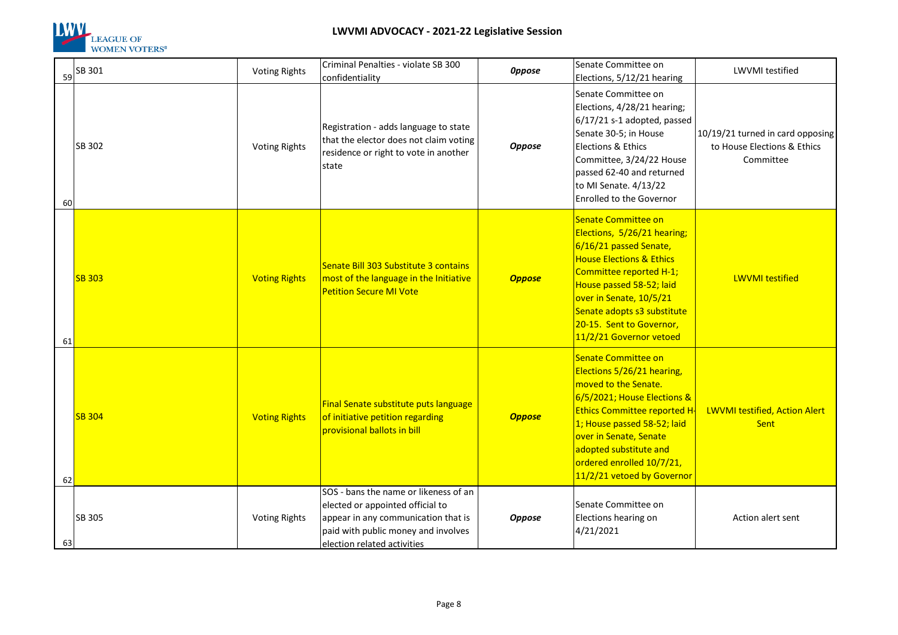# LWVMI ADVOCACY - 2021-22 Legislative Session

| | Bill | Category | Description | Position | Status | Action |
|---|---|---|---|---|---|---|
| 59 | SB 301 | Voting Rights | Criminal Penalties - violate SB 300 confidentiality | ***Oppose*** | Senate Committee on Elections, 5/12/21 hearing | LWVMI testified |
| 60 | SB 302 | Voting Rights | Registration - adds language to state that the elector does not claim voting residence or right to vote in another state | ***Oppose*** | Senate Committee on Elections, 4/28/21 hearing; 6/17/21 s-1 adopted, passed Senate 30-5; in House Elections & Ethics Committee, 3/24/22 House passed 62-40 and returned to MI Senate. 4/13/22 Enrolled to the Governor | 10/19/21 turned in card opposing to House Elections & Ethics Committee |
| 61 | SB 303 | Voting Rights | Senate Bill 303 Substitute 3 contains most of the language in the Initiative Petition Secure MI Vote | ***Oppose*** | Senate Committee on Elections, 5/26/21 hearing; 6/16/21 passed Senate, House Elections & Ethics Committee reported H-1; House passed 58-52; laid over in Senate, 10/5/21 Senate adopts s3 substitute 20-15. Sent to Governor, 11/2/21 Governor vetoed | LWVMI testified |
| 62 | SB 304 | Voting Rights | Final Senate substitute puts language of initiative petition regarding provisional ballots in bill | ***Oppose*** | Senate Committee on Elections 5/26/21 hearing, moved to the Senate. 6/5/2021; House Elections & Ethics Committee reported H-1; House passed 58-52; laid over in Senate, Senate adopted substitute and ordered enrolled 10/7/21, 11/2/21 vetoed by Governor | LWVMI testified, Action Alert Sent |
| 63 | SB 305 | Voting Rights | SOS - bans the name or likeness of an elected or appointed official to appear in any communication that is paid with public money and involves election related activities | ***Oppose*** | Senate Committee on Elections hearing on 4/21/2021 | Action alert sent |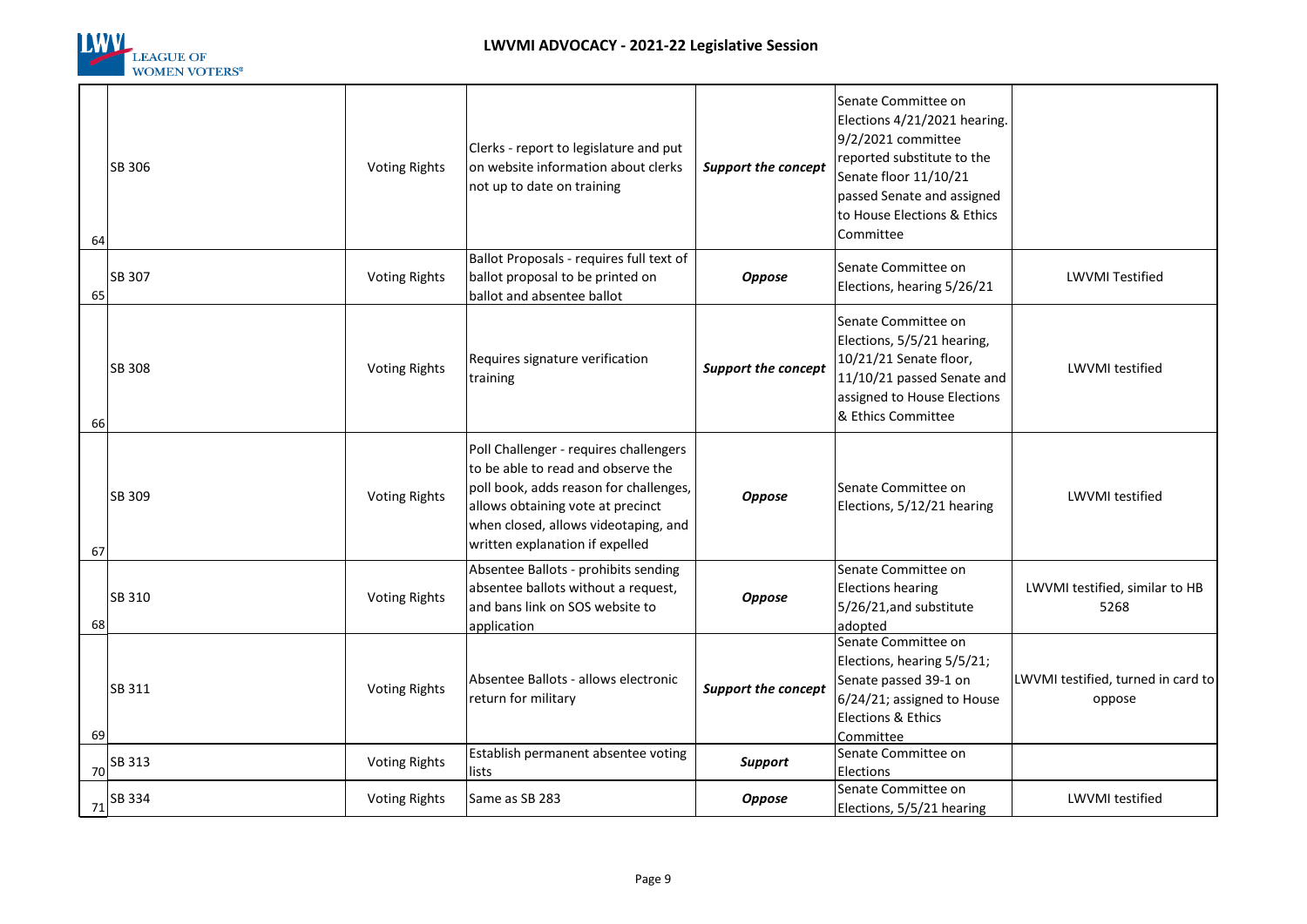| | | | | | | |
|---|---|---|---|---|---|---|
| 64 | SB 306 | Voting Rights | Clerks - report to legislature and put on website information about clerks not up to date on training | ***Support the concept*** | Senate Committee on Elections 4/21/2021 hearing. 9/2/2021 committee reported substitute to the Senate floor 11/10/21 passed Senate and assigned to House Elections & Ethics Committee | |
| 65 | SB 307 | Voting Rights | Ballot Proposals - requires full text of ballot proposal to be printed on ballot and absentee ballot | ***Oppose*** | Senate Committee on Elections, hearing 5/26/21 | LWVMI Testified |
| 66 | SB 308 | Voting Rights | Requires signature verification training | ***Support the concept*** | Senate Committee on Elections, 5/5/21 hearing, 10/21/21 Senate floor, 11/10/21 passed Senate and assigned to House Elections & Ethics Committee | LWVMI testified |
| 67 | SB 309 | Voting Rights | Poll Challenger - requires challengers to be able to read and observe the poll book, adds reason for challenges, allows obtaining vote at precinct when closed, allows videotaping, and written explanation if expelled | ***Oppose*** | Senate Committee on Elections, 5/12/21 hearing | LWVMI testified |
| 68 | SB 310 | Voting Rights | Absentee Ballots - prohibits sending absentee ballots without a request, and bans link on SOS website to application | ***Oppose*** | Senate Committee on Elections hearing 5/26/21,and substitute adopted | LWVMI testified, similar to HB 5268 |
| 69 | SB 311 | Voting Rights | Absentee Ballots - allows electronic return for military | ***Support the concept*** | Senate Committee on Elections, hearing 5/5/21; Senate passed 39-1 on 6/24/21; assigned to House Elections & Ethics Committee | LWVMI testified, turned in card to oppose |
| 70 | SB 313 | Voting Rights | Establish permanent absentee voting lists | ***Support*** | Senate Committee on Elections | |
| 71 | SB 334 | Voting Rights | Same as SB 283 | ***Oppose*** | Senate Committee on Elections, 5/5/21 hearing | LWVMI testified |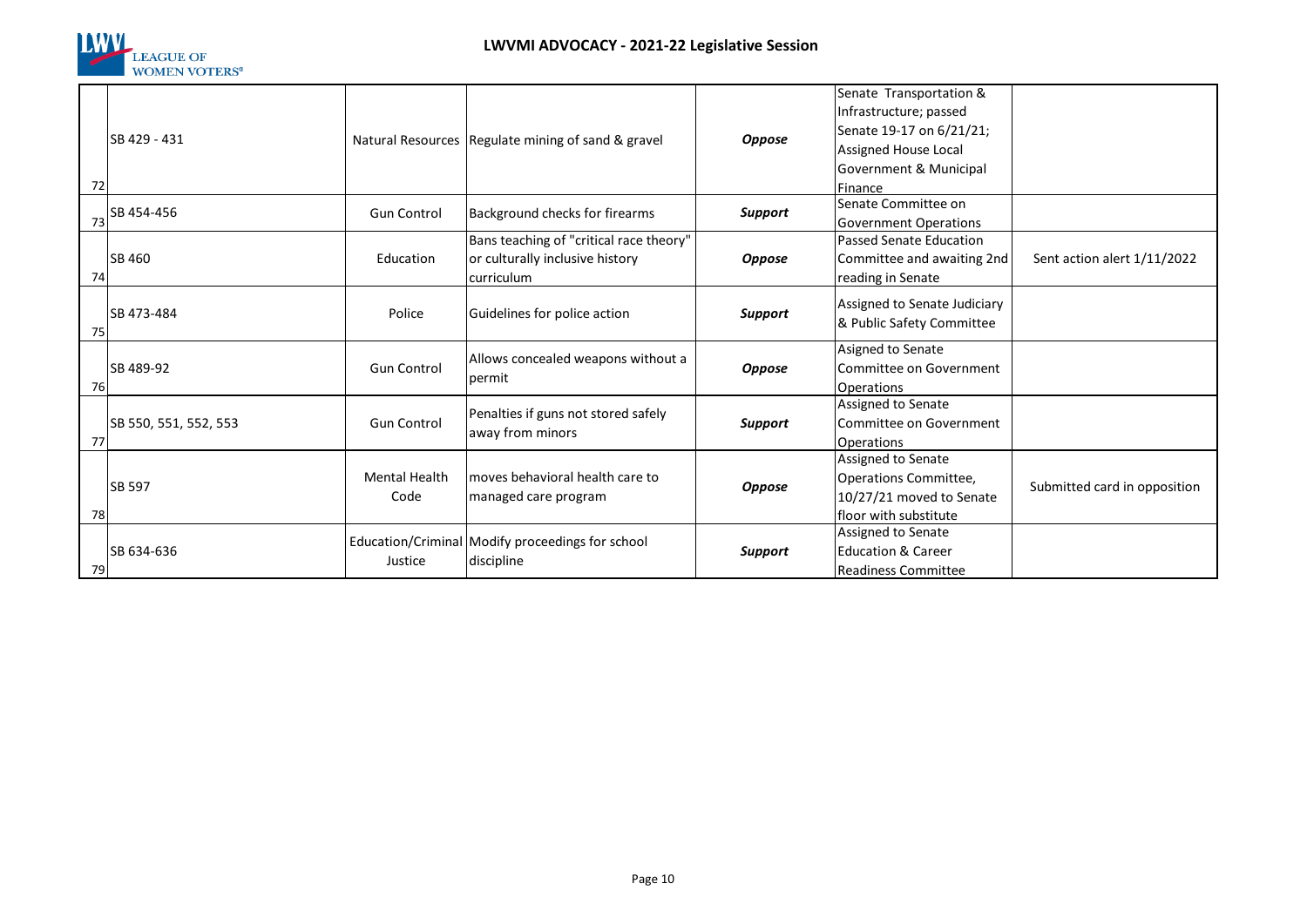# LWVMI ADVOCACY - 2021-22 Legislative Session

| | | | | | | |
|---|---|---|---|---|---|---|
| 72 | SB 429 - 431 | Natural Resources | Regulate mining of sand & gravel | ***Oppose*** | Senate Transportation & Infrastructure; passed Senate 19-17 on 6/21/21; Assigned House Local Government & Municipal Finance | |
| 73 | SB 454-456 | Gun Control | Background checks for firearms | ***Support*** | Senate Committee on Government Operations | |
| 74 | SB 460 | Education | Bans teaching of "critical race theory" or culturally inclusive history curriculum | ***Oppose*** | Passed Senate Education Committee and awaiting 2nd reading in Senate | Sent action alert 1/11/2022 |
| 75 | SB 473-484 | Police | Guidelines for police action | ***Support*** | Assigned to Senate Judiciary & Public Safety Committee | |
| 76 | SB 489-92 | Gun Control | Allows concealed weapons without a permit | ***Oppose*** | Asigned to Senate Committee on Government Operations | |
| 77 | SB 550, 551, 552, 553 | Gun Control | Penalties if guns not stored safely away from minors | ***Support*** | Assigned to Senate Committee on Government Operations | |
| 78 | SB 597 | Mental Health Code | moves behavioral health care to managed care program | ***Oppose*** | Assigned to Senate Operations Committee, 10/27/21 moved to Senate floor with substitute | Submitted card in opposition |
| 79 | SB 634-636 | Education/Criminal Justice | Modify proceedings for school discipline | ***Support*** | Assigned to Senate Education & Career Readiness Committee | |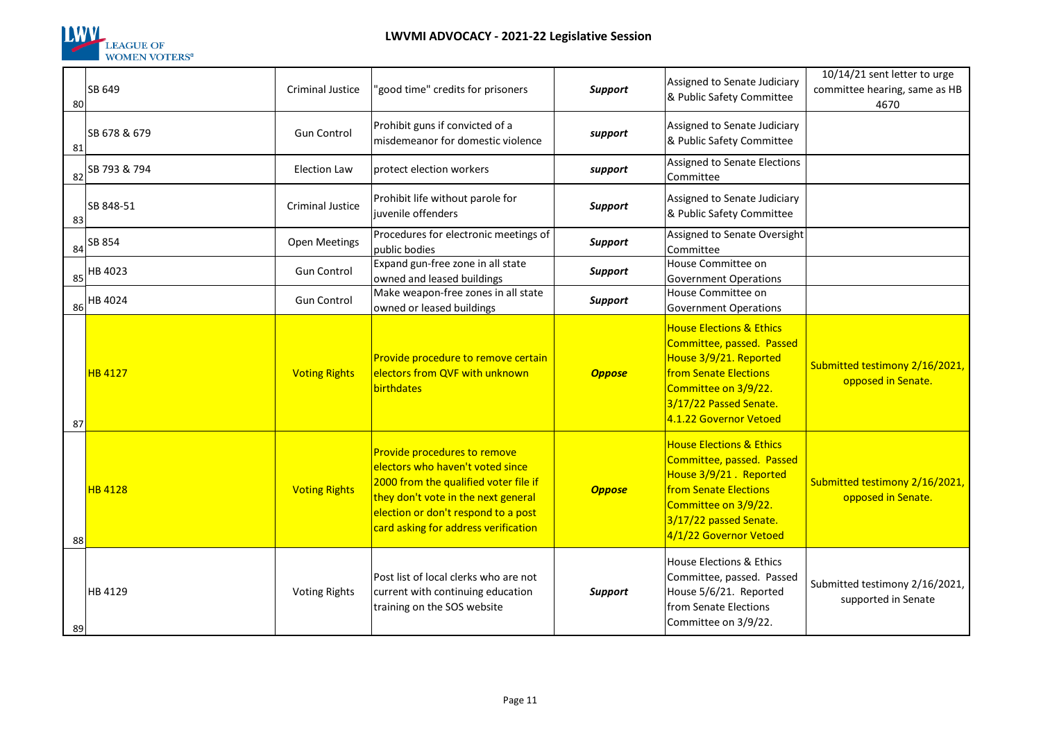# LWVMI ADVOCACY - 2021-22 Legislative Session

| | Bill | Topic | Description | Position | Status | Action |
|---|---|---|---|---|---|---|
| 80 | SB 649 | Criminal Justice | "good time" credits for prisoners | ***Support*** | Assigned to Senate Judiciary & Public Safety Committee | 10/14/21 sent letter to urge committee hearing, same as HB 4670 |
| 81 | SB 678 & 679 | Gun Control | Prohibit guns if convicted of a misdemeanor for domestic violence | ***support*** | Assigned to Senate Judiciary & Public Safety Committee | |
| 82 | SB 793 & 794 | Election Law | protect election workers | ***support*** | Assigned to Senate Elections Committee | |
| 83 | SB 848-51 | Criminal Justice | Prohibit life without parole for juvenile offenders | ***Support*** | Assigned to Senate Judiciary & Public Safety Committee | |
| 84 | SB 854 | Open Meetings | Procedures for electronic meetings of public bodies | ***Support*** | Assigned to Senate Oversight Committee | |
| 85 | HB 4023 | Gun Control | Expand gun-free zone in all state owned and leased buildings | ***Support*** | House Committee on Government Operations | |
| 86 | HB 4024 | Gun Control | Make weapon-free zones in all state owned or leased buildings | ***Support*** | House Committee on Government Operations | |
| 87 | HB 4127 | Voting Rights | Provide procedure to remove certain electors from QVF with unknown birthdates | ***Oppose*** | House Elections & Ethics Committee, passed. Passed House 3/9/21. Reported from Senate Elections Committee on 3/9/22. 3/17/22 Passed Senate. 4.1.22 Governor Vetoed | Submitted testimony 2/16/2021, opposed in Senate. |
| 88 | HB 4128 | Voting Rights | Provide procedures to remove electors who haven't voted since 2000 from the qualified voter file if they don't vote in the next general election or don't respond to a post card asking for address verification | ***Oppose*** | House Elections & Ethics Committee, passed. Passed House 3/9/21 . Reported from Senate Elections Committee on 3/9/22. 3/17/22 passed Senate. 4/1/22 Governor Vetoed | Submitted testimony 2/16/2021, opposed in Senate. |
| 89 | HB 4129 | Voting Rights | Post list of local clerks who are not current with continuing education training on the SOS website | ***Support*** | House Elections & Ethics Committee, passed. Passed House 5/6/21. Reported from Senate Elections Committee on 3/9/22. | Submitted testimony 2/16/2021, supported in Senate |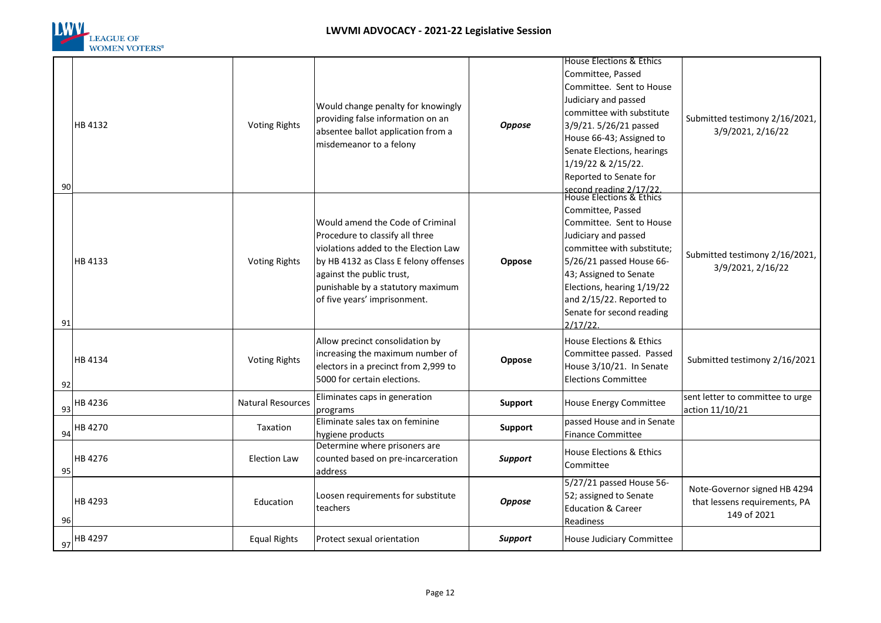## LWVMI ADVOCACY - 2021-22 Legislative Session

| | | | | | | |
|---|---|---|---|---|---|---|
| 90 | HB 4132 | Voting Rights | Would change penalty for knowingly providing false information on an absentee ballot application from a misdemeanor to a felony | ***Oppose*** | House Elections & Ethics Committee, Passed Committee. Sent to House Judiciary and passed committee with substitute 3/9/21. 5/26/21 passed House 66-43; Assigned to Senate Elections, hearings 1/19/22 & 2/15/22. Reported to Senate for second reading 2/17/22. | Submitted testimony 2/16/2021, 3/9/2021, 2/16/22 |
| 91 | HB 4133 | Voting Rights | Would amend the Code of Criminal Procedure to classify all three violations added to the Election Law by HB 4132 as Class E felony offenses against the public trust, punishable by a statutory maximum of five years' imprisonment. | **Oppose** | House Elections & Ethics Committee, Passed Committee. Sent to House Judiciary and passed committee with substitute; 5/26/21 passed House 66-43; Assigned to Senate Elections, hearing 1/19/22 and 2/15/22. Reported to Senate for second reading 2/17/22. | Submitted testimony 2/16/2021, 3/9/2021, 2/16/22 |
| 92 | HB 4134 | Voting Rights | Allow precinct consolidation by increasing the maximum number of electors in a precinct from 2,999 to 5000 for certain elections. | **Oppose** | House Elections & Ethics Committee passed. Passed House 3/10/21. In Senate Elections Committee | Submitted testimony 2/16/2021 |
| 93 | HB 4236 | Natural Resources | Eliminates caps in generation programs | **Support** | House Energy Committee | sent letter to committee to urge action 11/10/21 |
| 94 | HB 4270 | Taxation | Eliminate sales tax on feminine hygiene products | **Support** | passed House and in Senate Finance Committee | |
| 95 | HB 4276 | Election Law | Determine where prisoners are counted based on pre-incarceration address | ***Support*** | House Elections & Ethics Committee | |
| 96 | HB 4293 | Education | Loosen requirements for substitute teachers | ***Oppose*** | 5/27/21 passed House 56-52; assigned to Senate Education & Career Readiness | Note-Governor signed HB 4294 that lessens requirements, PA 149 of 2021 |
| 97 | HB 4297 | Equal Rights | Protect sexual orientation | ***Support*** | House Judiciary Committee | |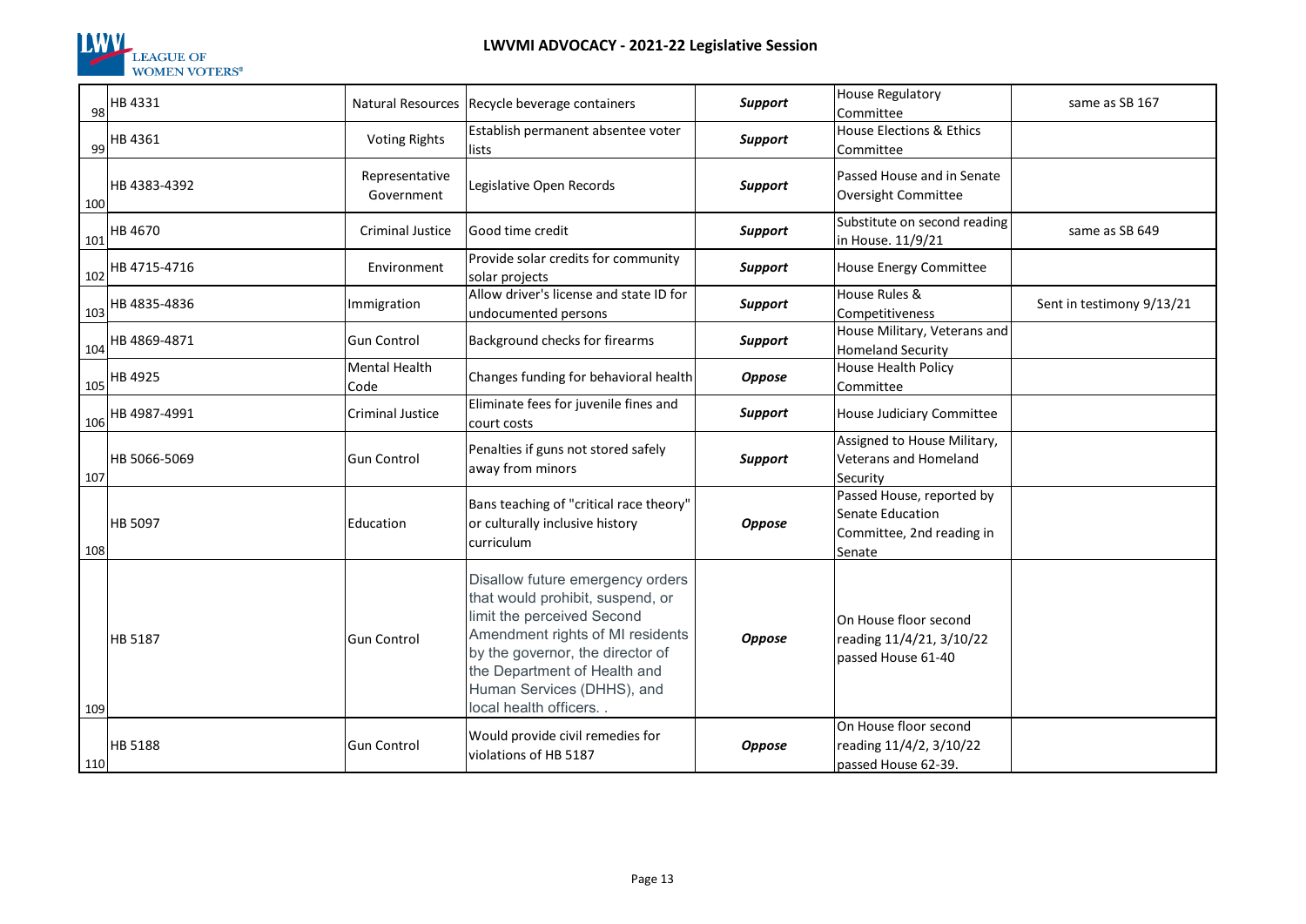# LWVMI ADVOCACY - 2021-22 Legislative Session

| | | | | | | |
|---|---|---|---|---|---|---|
| 98 | HB 4331 | Natural Resources | Recycle beverage containers | ***Support*** | House Regulatory Committee | same as SB 167 |
| 99 | HB 4361 | Voting Rights | Establish permanent absentee voter lists | ***Support*** | House Elections & Ethics Committee | |
| 100 | HB 4383-4392 | Representative Government | Legislative Open Records | ***Support*** | Passed House and in Senate Oversight Committee | |
| 101 | HB 4670 | Criminal Justice | Good time credit | ***Support*** | Substitute on second reading in House. 11/9/21 | same as SB 649 |
| 102 | HB 4715-4716 | Environment | Provide solar credits for community solar projects | ***Support*** | House Energy Committee | |
| 103 | HB 4835-4836 | Immigration | Allow driver's license and state ID for undocumented persons | ***Support*** | House Rules & Competitiveness | Sent in testimony 9/13/21 |
| 104 | HB 4869-4871 | Gun Control | Background checks for firearms | ***Support*** | House Military, Veterans and Homeland Security | |
| 105 | HB 4925 | Mental Health Code | Changes funding for behavioral health | ***Oppose*** | House Health Policy Committee | |
| 106 | HB 4987-4991 | Criminal Justice | Eliminate fees for juvenile fines and court costs | ***Support*** | House Judiciary Committee | |
| 107 | HB 5066-5069 | Gun Control | Penalties if guns not stored safely away from minors | ***Support*** | Assigned to House Military, Veterans and Homeland Security | |
| 108 | HB 5097 | Education | Bans teaching of "critical race theory" or culturally inclusive history curriculum | ***Oppose*** | Passed House, reported by Senate Education Committee, 2nd reading in Senate | |
| 109 | HB 5187 | Gun Control | Disallow future emergency orders that would prohibit, suspend, or limit the perceived Second Amendment rights of MI residents by the governor, the director of the Department of Health and Human Services (DHHS), and local health officers. . | ***Oppose*** | On House floor second reading 11/4/21, 3/10/22 passed House 61-40 | |
| 110 | HB 5188 | Gun Control | Would provide civil remedies for violations of HB 5187 | ***Oppose*** | On House floor second reading 11/4/2, 3/10/22 passed House 62-39. | |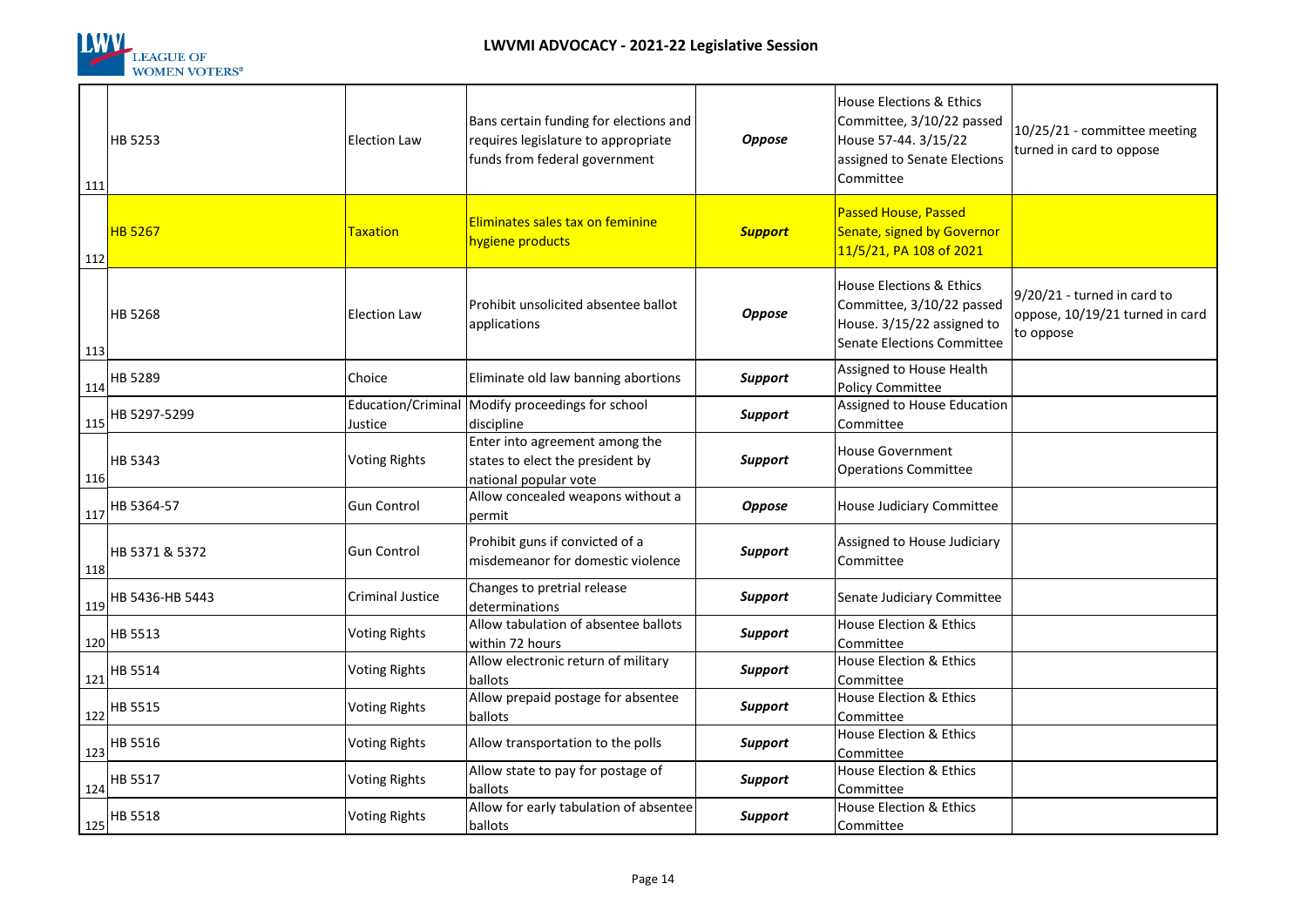# LWVMI ADVOCACY - 2021-22 Legislative Session

| | | | | | | |
|---|---|---|---|---|---|---|
| 111 | HB 5253 | Election Law | Bans certain funding for elections and requires legislature to appropriate funds from federal government | ***Oppose*** | House Elections & Ethics Committee, 3/10/22 passed House 57-44. 3/15/22 assigned to Senate Elections Committee | 10/25/21 - committee meeting turned in card to oppose |
| 112 | HB 5267 | Taxation | Eliminates sales tax on feminine hygiene products | ***Support*** | Passed House, Passed Senate, signed by Governor 11/5/21, PA 108 of 2021 | |
| 113 | HB 5268 | Election Law | Prohibit unsolicited absentee ballot applications | ***Oppose*** | House Elections & Ethics Committee, 3/10/22 passed House. 3/15/22 assigned to Senate Elections Committee | 9/20/21 - turned in card to oppose, 10/19/21 turned in card to oppose |
| 114 | HB 5289 | Choice | Eliminate old law banning abortions | ***Support*** | Assigned to House Health Policy Committee | |
| 115 | HB 5297-5299 | Education/Criminal Justice | Modify proceedings for school discipline | ***Support*** | Assigned to House Education Committee | |
| 116 | HB 5343 | Voting Rights | Enter into agreement among the states to elect the president by national popular vote | ***Support*** | House Government Operations Committee | |
| 117 | HB 5364-57 | Gun Control | Allow concealed weapons without a permit | ***Oppose*** | House Judiciary Committee | |
| 118 | HB 5371 & 5372 | Gun Control | Prohibit guns if convicted of a misdemeanor for domestic violence | ***Support*** | Assigned to House Judiciary Committee | |
| 119 | HB 5436-HB 5443 | Criminal Justice | Changes to pretrial release determinations | ***Support*** | Senate Judiciary Committee | |
| 120 | HB 5513 | Voting Rights | Allow tabulation of absentee ballots within 72 hours | ***Support*** | House Election & Ethics Committee | |
| 121 | HB 5514 | Voting Rights | Allow electronic return of military ballots | ***Support*** | House Election & Ethics Committee | |
| 122 | HB 5515 | Voting Rights | Allow prepaid postage for absentee ballots | ***Support*** | House Election & Ethics Committee | |
| 123 | HB 5516 | Voting Rights | Allow transportation to the polls | ***Support*** | House Election & Ethics Committee | |
| 124 | HB 5517 | Voting Rights | Allow state to pay for postage of ballots | ***Support*** | House Election & Ethics Committee | |
| 125 | HB 5518 | Voting Rights | Allow for early tabulation of absentee ballots | ***Support*** | House Election & Ethics Committee | |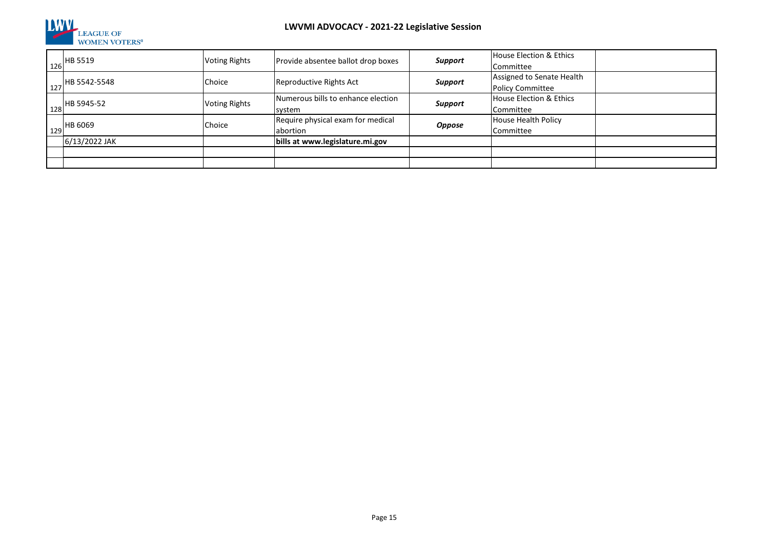| | | | | | | |
|---|---|---|---|---|---|---|
| 126 | HB 5519 | Voting Rights | Provide absentee ballot drop boxes | ***Support*** | House Election & Ethics Committee | |
| 127 | HB 5542-5548 | Choice | Reproductive Rights Act | ***Support*** | Assigned to Senate Health Policy Committee | |
| 128 | HB 5945-52 | Voting Rights | Numerous bills to enhance election system | ***Support*** | House Election & Ethics Committee | |
| 129 | HB 6069 | Choice | Require physical exam for medical abortion | ***Oppose*** | House Health Policy Committee | |
| | 6/13/2022 JAK | | **bills at www.legislature.mi.gov** | | | |
| | | | | | | |
| | | | | | | |